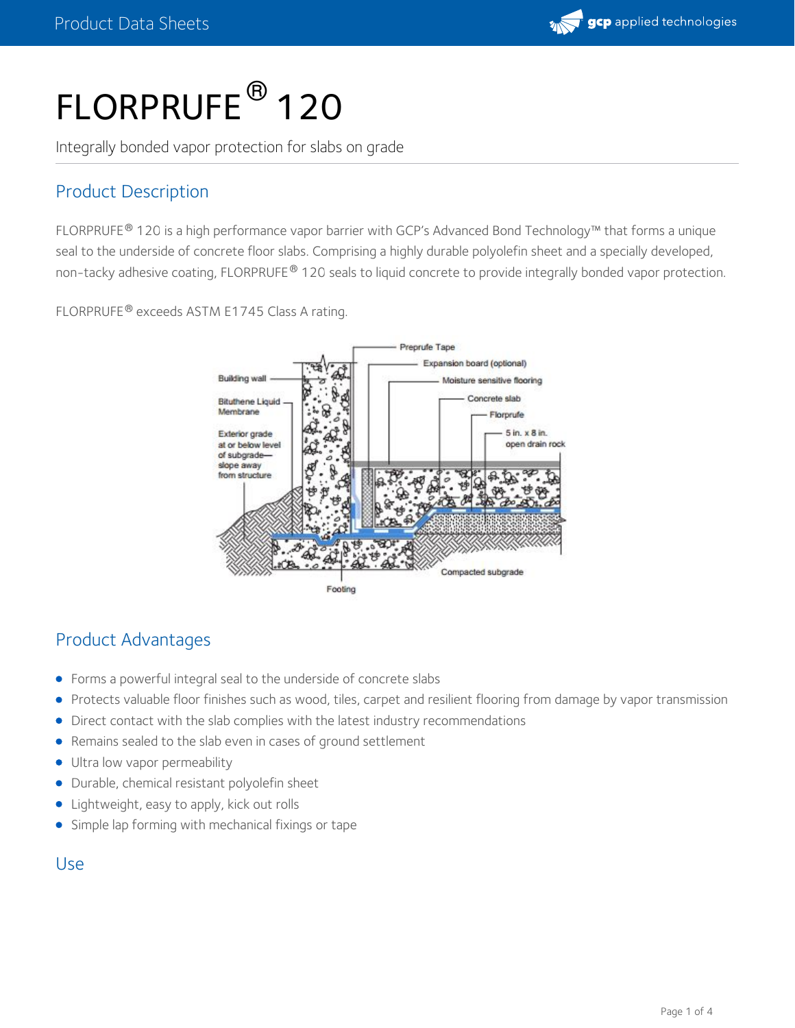# FLORPRUFE® 120

Integrally bonded vapor protection for slabs on grade

## Product Description

FLORPRUFE® 120 is a high performance vapor barrier with GCP's Advanced Bond Technology™ that forms a unique seal to the underside of concrete floor slabs. Comprising a highly durable polyolefin sheet and a specially developed, non-tacky adhesive coating, FLORPRUFE® 120 seals to liquid concrete to provide integrally bonded vapor protection.

FLORPRUFE® exceeds ASTM E1745 Class A rating.

## Product Advantages

- Forms a powerful integral seal to the underside of concrete slabs
- Protects valuable floor finishes such as wood, tiles, carpet and resilient flooring from damage by vapor transmission
- Direct contact with the slab complies with the latest industry recommendations
- Remains sealed to the slab even in cases of ground settlement
- Ultra low vapor permeability
- Durable, chemical resistant polyolefin sheet
- Lightweight, easy to apply, kick out rolls
- Simple lap forming with mechanical fixings or tape

## Use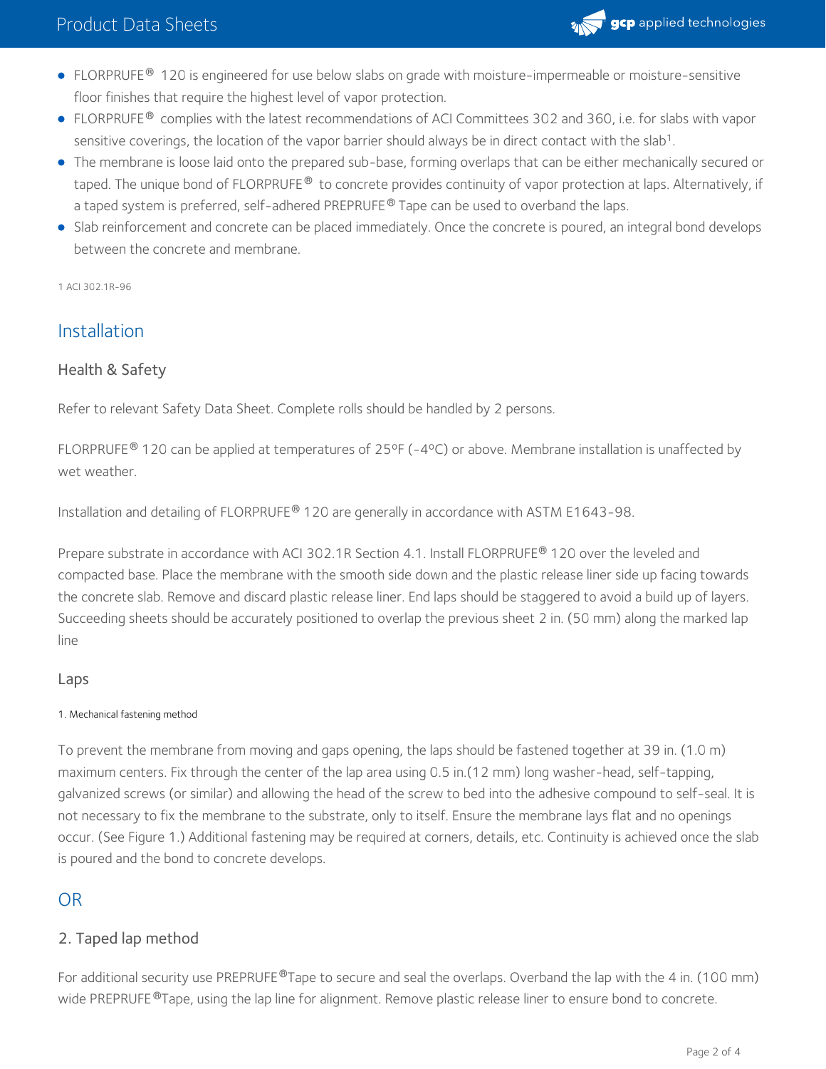- FLORPRUFE® 120 is engineered for use below slabs on grade with moisture-impermeable or moisture-sensitive floor finishes that require the highest level of vapor protection.
- FLORPRUFE® complies with the latest recommendations of ACI Committees 302 and 360, i.e. for slabs with vapor sensitive coverings, the location of the vapor barrier should always be in direct contact with the slab[1].
- The membrane is loose laid onto the prepared sub-base, forming overlaps that can be either mechanically secured or taped. The unique bond of FLORPRUFE® to concrete provides continuity of vapor protection at laps. Alternatively, if a taped system is preferred, self-adhered PREPRUFE® Tape can be used to overband the laps.
- Slab reinforcement and concrete can be placed immediately. Once the concrete is poured, an integral bond develops between the concrete and membrane.

1 ACI 302.1R-96

## Installation

### Health & Safety

Refer to relevant Safety Data Sheet. Complete rolls should be handled by 2 persons.

FLORPRUFE® 120 can be applied at temperatures of 25ºF (-4ºC) or above. Membrane installation is unaffected by wet weather.

Installation and detailing of FLORPRUFE® 120 are generally in accordance with ASTM E1643-98.

Prepare substrate in accordance with ACI 302.1R Section 4.1. Install FLORPRUFE® 120 over the leveled and compacted base. Place the membrane with the smooth side down and the plastic release liner side up facing towards the concrete slab. Remove and discard plastic release liner. End laps should be staggered to avoid a build up of layers. Succeeding sheets should be accurately positioned to overlap the previous sheet 2 in. (50 mm) along the marked lap line

### Laps

1. Mechanical fastening method

To prevent the membrane from moving and gaps opening, the laps should be fastened together at 39 in. (1.0 m) maximum centers. Fix through the center of the lap area using 0.5 in.(12 mm) long washer-head, self-tapping, galvanized screws (or similar) and allowing the head of the screw to bed into the adhesive compound to self-seal. It is not necessary to fix the membrane to the substrate, only to itself. Ensure the membrane lays flat and no openings occur. (See Figure 1.) Additional fastening may be required at corners, details, etc. Continuity is achieved once the slab is poured and the bond to concrete develops.

## OR

### 2. Taped lap method

For additional security use PREPRUFE®Tape to secure and seal the overlaps. Overband the lap with the 4 in. (100 mm) wide PREPRUFE®Tape, using the lap line for alignment. Remove plastic release liner to ensure bond to concrete.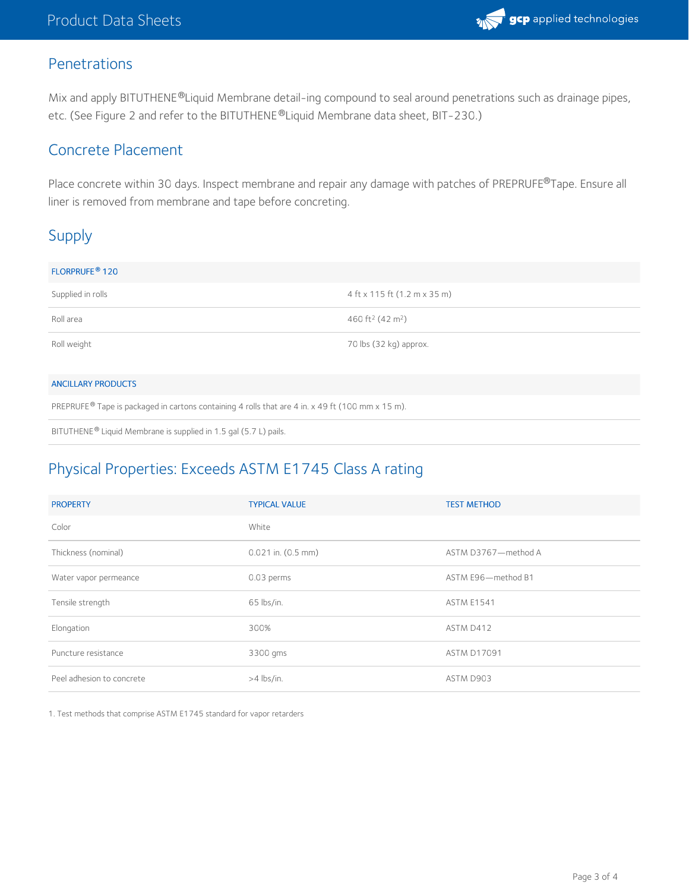## Penetrations

Mix and apply BITUTHENE®Liquid Membrane detail-ing compound to seal around penetrations such as drainage pipes, etc. (See Figure 2 and refer to the BITUTHENE®Liquid Membrane data sheet, BIT-230.)

## Concrete Placement

Place concrete within 30 days. Inspect membrane and repair any damage with patches of PREPRUFE®Tape. Ensure all liner is removed from membrane and tape before concreting.

## Supply

| FLORPRUFE® 120 | |
|---|---|
| Supplied in rolls | 4 ft x 115 ft (1.2 m x 35 m) |
| Roll area | 460 ft² (42 m²) |
| Roll weight | 70 lbs (32 kg) approx. |

| ANCILLARY PRODUCTS |
|---|
| PREPRUFE® Tape is packaged in cartons containing 4 rolls that are 4 in. x 49 ft (100 mm x 15 m). |
| BITUTHENE® Liquid Membrane is supplied in 1.5 gal (5.7 L) pails. |

## Physical Properties: Exceeds ASTM E1745 Class A rating

| PROPERTY | TYPICAL VALUE | TEST METHOD |
|---|---|---|
| Color | White | |
| Thickness (nominal) | 0.021 in. (0.5 mm) | ASTM D3767—method A |
| Water vapor permeance | 0.03 perms | ASTM E96—method B1 |
| Tensile strength | 65 lbs/in. | ASTM E1541 |
| Elongation | 300% | ASTM D412 |
| Puncture resistance | 3300 gms | ASTM D17091 |
| Peel adhesion to concrete | >4 lbs/in. | ASTM D903 |

1. Test methods that comprise ASTM E1745 standard for vapor retarders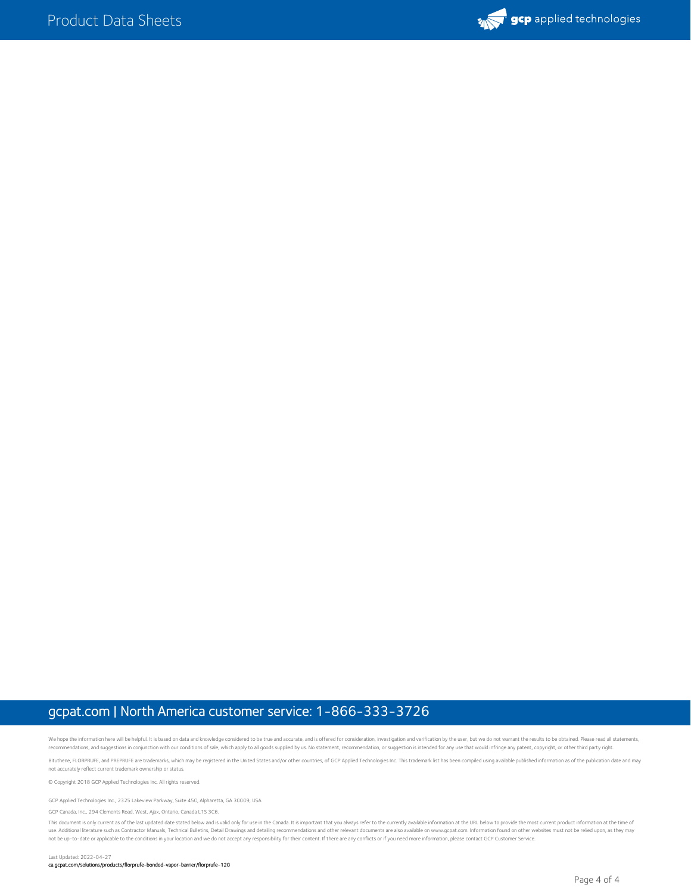gcpat.com | North America customer service: 1-866-333-3726

We hope the information here will be helpful. It is based on data and knowledge considered to be true and accurate, and is offered for consideration, investigation and verification by the user, but we do not warrant the results to be obtained. Please read all statements, recommendations, and suggestions in conjunction with our conditions of sale, which apply to all goods supplied by us. No statement, recommendation, or suggestion is intended for any use that would infringe any patent, copyright, or other third party right.

Bituthene, FLORPRUFE, and PREPRUFE are trademarks, which may be registered in the United States and/or other countries, of GCP Applied Technologies Inc. This trademark list has been compiled using available published information as of the publication date and may not accurately reflect current trademark ownership or status.

© Copyright 2018 GCP Applied Technologies Inc. All rights reserved.

GCP Applied Technologies Inc., 2325 Lakeview Parkway, Suite 450, Alpharetta, GA 30009, USA

GCP Canada, Inc., 294 Clements Road, West, Ajax, Ontario, Canada L1S 3C6.

This document is only current as of the last updated date stated below and is valid only for use in the Canada. It is important that you always refer to the currently available information at the URL below to provide the most current product information at the time of use. Additional literature such as Contractor Manuals, Technical Bulletins, Detail Drawings and detailing recommendations and other relevant documents are also available on www.gcpat.com. Information found on other websites must not be relied upon, as they may not be up-to-date or applicable to the conditions in your location and we do not accept any responsibility for their content. If there are any conflicts or if you need more information, please contact GCP Customer Service.

Last Updated: 2022-04-27

ca.gcpat.com/solutions/products/florprufe-bonded-vapor-barrier/florprufe-120